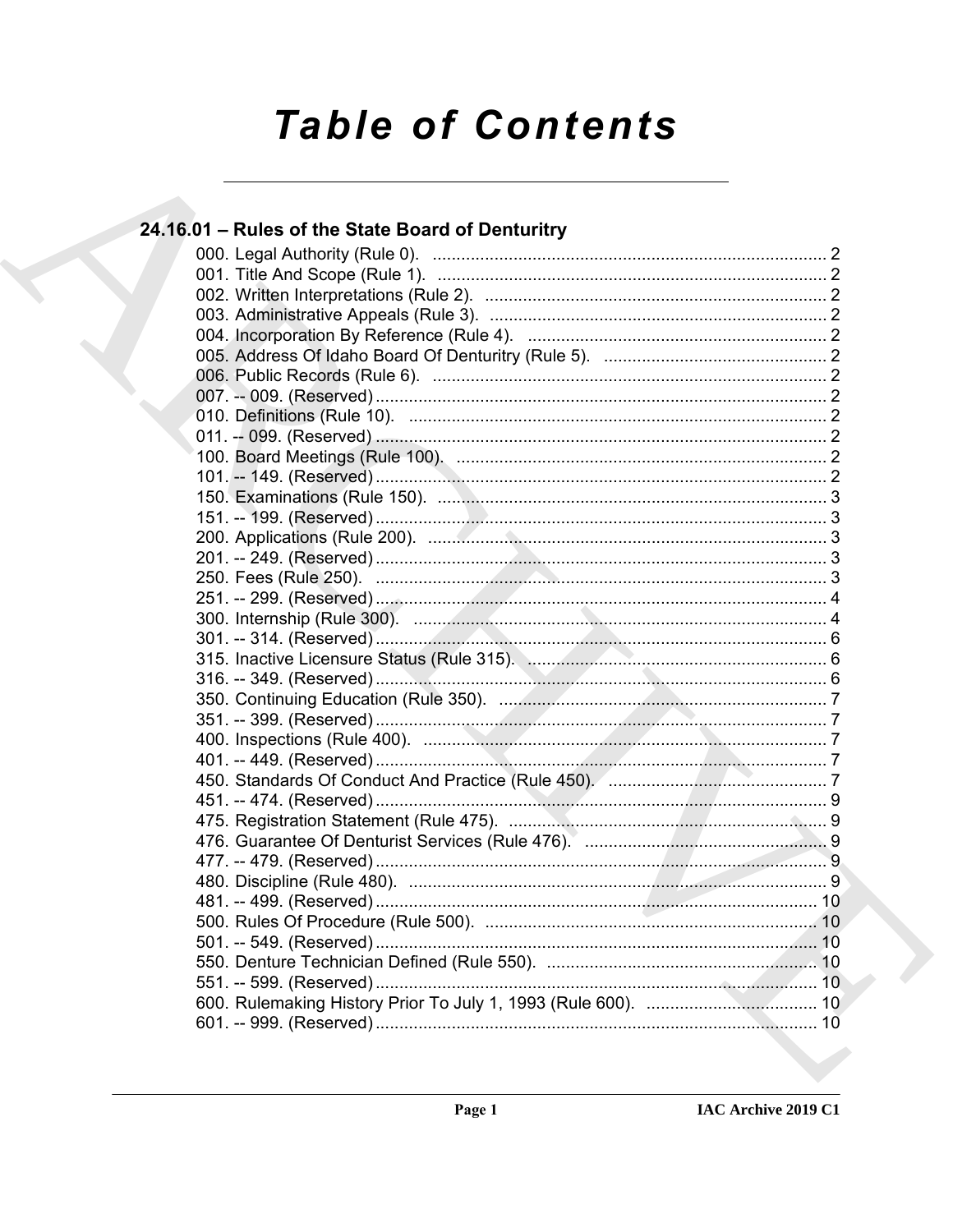# Table of Contents

## 24.16.01 – Rules of the State Board of Denturitry

000. Legal Authority (Rule 0). .................................................................................. 2
001. Title And Scope (Rule 1). .................................................................................. 2
002. Written Interpretations (Rule 2). ........................................................................ 2
003. Administrative Appeals (Rule 3). ....................................................................... 2
004. Incorporation By Reference (Rule 4). ............................................................... 2
005. Address Of Idaho Board Of Denturitry (Rule 5). ............................................... 2
006. Public Records (Rule 6). ................................................................................... 2
007. -- 009. (Reserved) ............................................................................................... 2
010. Definitions (Rule 10). ........................................................................................ 2
011. -- 099. (Reserved) ............................................................................................... 2
100. Board Meetings (Rule 100). .............................................................................. 2
101. -- 149. (Reserved) ............................................................................................... 2
150. Examinations (Rule 150). .................................................................................. 3
151. -- 199. (Reserved) ............................................................................................... 3
200. Applications (Rule 200). .................................................................................... 3
201. -- 249. (Reserved) ............................................................................................... 3
250. Fees (Rule 250). ............................................................................................... 3
251. -- 299. (Reserved) ............................................................................................... 4
300. Internship (Rule 300). ....................................................................................... 4
301. -- 314. (Reserved) ............................................................................................... 6
315. Inactive Licensure Status (Rule 315). ............................................................... 6
316. -- 349. (Reserved) ............................................................................................... 6
350. Continuing Education (Rule 350). ..................................................................... 7
351. -- 399. (Reserved) ............................................................................................... 7
400. Inspections (Rule 400). ..................................................................................... 7
401. -- 449. (Reserved) ............................................................................................... 7
450. Standards Of Conduct And Practice (Rule 450). .............................................. 7
451. -- 474. (Reserved) ............................................................................................... 9
475. Registration Statement (Rule 475). ................................................................... 9
476. Guarantee Of Denturist Services (Rule 476). ................................................... 9
477. -- 479. (Reserved) ............................................................................................... 9
480. Discipline (Rule 480). ........................................................................................ 9
481. -- 499. (Reserved) ............................................................................................. 10
500. Rules Of Procedure (Rule 500). ...................................................................... 10
501. -- 549. (Reserved) ............................................................................................. 10
550. Denture Technician Defined (Rule 550). ......................................................... 10
551. -- 599. (Reserved) ............................................................................................. 10
600. Rulemaking History Prior To July 1, 1993 (Rule 600). .................................... 10
601. -- 999. (Reserved) ............................................................................................. 10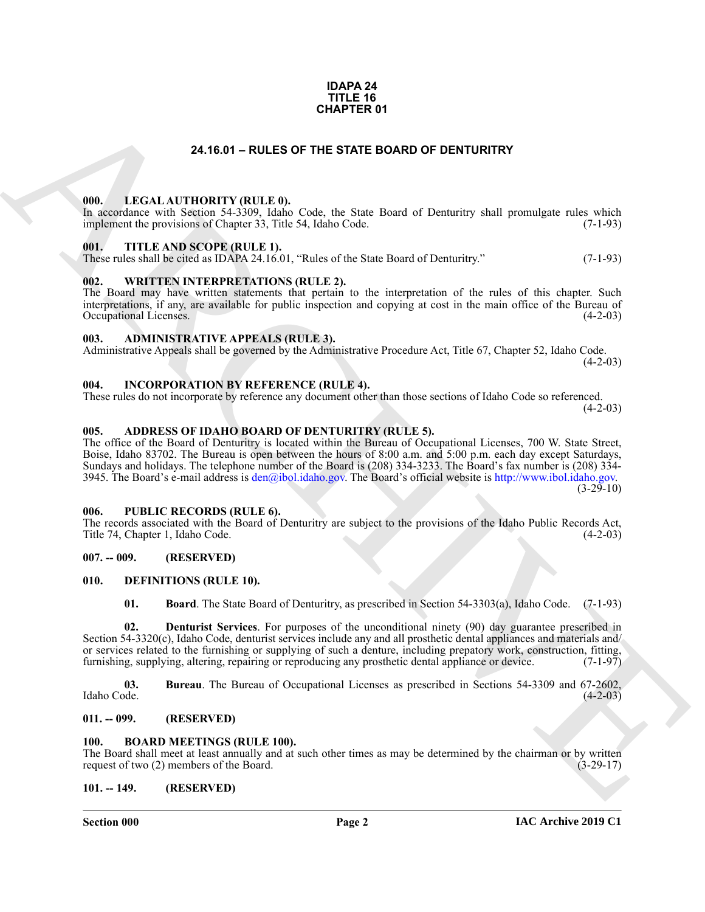**IDAPA 24**
**TITLE 16**
**CHAPTER 01**

## 24.16.01 – RULES OF THE STATE BOARD OF DENTURITRY

### 000. LEGAL AUTHORITY (RULE 0).

In accordance with Section 54-3309, Idaho Code, the State Board of Denturitry shall promulgate rules which implement the provisions of Chapter 33, Title 54, Idaho Code. (7-1-93)

### 001. TITLE AND SCOPE (RULE 1).

These rules shall be cited as IDAPA 24.16.01, "Rules of the State Board of Denturitry." (7-1-93)

### 002. WRITTEN INTERPRETATIONS (RULE 2).

The Board may have written statements that pertain to the interpretation of the rules of this chapter. Such interpretations, if any, are available for public inspection and copying at cost in the main office of the Bureau of Occupational Licenses. (4-2-03)

### 003. ADMINISTRATIVE APPEALS (RULE 3).

Administrative Appeals shall be governed by the Administrative Procedure Act, Title 67, Chapter 52, Idaho Code. (4-2-03)

### 004. INCORPORATION BY REFERENCE (RULE 4).

These rules do not incorporate by reference any document other than those sections of Idaho Code so referenced. (4-2-03)

### 005. ADDRESS OF IDAHO BOARD OF DENTURITRY (RULE 5).

The office of the Board of Denturitry is located within the Bureau of Occupational Licenses, 700 W. State Street, Boise, Idaho 83702. The Bureau is open between the hours of 8:00 a.m. and 5:00 p.m. each day except Saturdays, Sundays and holidays. The telephone number of the Board is (208) 334-3233. The Board's fax number is (208) 334-3945. The Board's e-mail address is den@ibol.idaho.gov. The Board's official website is http://www.ibol.idaho.gov. (3-29-10)

### 006. PUBLIC RECORDS (RULE 6).

The records associated with the Board of Denturitry are subject to the provisions of the Idaho Public Records Act, Title 74, Chapter 1, Idaho Code. (4-2-03)

### 007. -- 009. (RESERVED)

### 010. DEFINITIONS (RULE 10).

**01. Board**. The State Board of Denturitry, as prescribed in Section 54-3303(a), Idaho Code. (7-1-93)

**02. Denturist Services**. For purposes of the unconditional ninety (90) day guarantee prescribed in Section 54-3320(c), Idaho Code, denturist services include any and all prosthetic dental appliances and materials and/or services related to the furnishing or supplying of such a denture, including prepatory work, construction, fitting, furnishing, supplying, altering, repairing or reproducing any prosthetic dental appliance or device. (7-1-97)

**03. Bureau**. The Bureau of Occupational Licenses as prescribed in Sections 54-3309 and 67-2602, Idaho Code. (4-2-03)

### 011. -- 099. (RESERVED)

### 100. BOARD MEETINGS (RULE 100).

The Board shall meet at least annually and at such other times as may be determined by the chairman or by written request of two (2) members of the Board. (3-29-17)

### 101. -- 149. (RESERVED)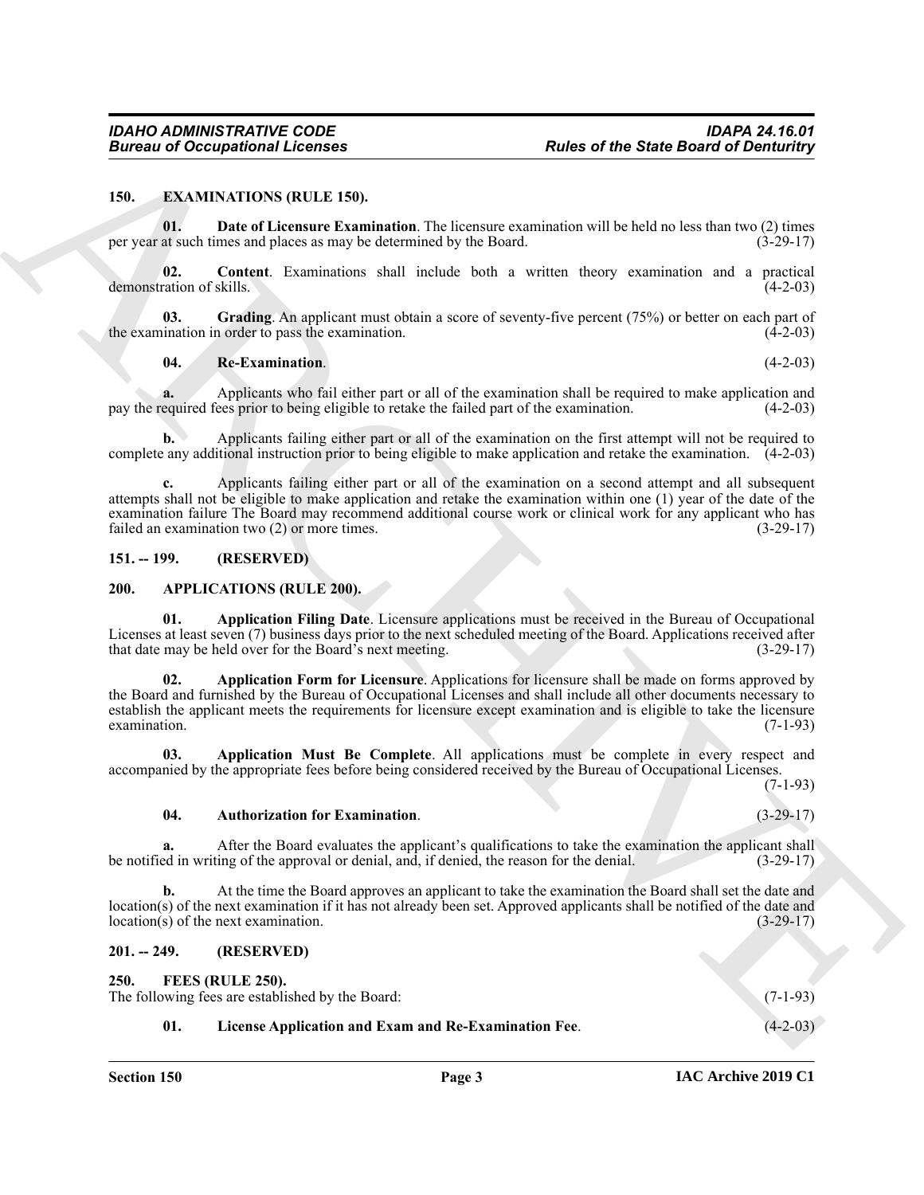## 150. EXAMINATIONS (RULE 150).

**01. Date of Licensure Examination**. The licensure examination will be held no less than two (2) times per year at such times and places as may be determined by the Board. (3-29-17)

**02. Content**. Examinations shall include both a written theory examination and a practical demonstration of skills. (4-2-03)

**03. Grading**. An applicant must obtain a score of seventy-five percent (75%) or better on each part of the examination in order to pass the examination. (4-2-03)

**04. Re-Examination**. (4-2-03)

**a.** Applicants who fail either part or all of the examination shall be required to make application and pay the required fees prior to being eligible to retake the failed part of the examination. (4-2-03)

**b.** Applicants failing either part or all of the examination on the first attempt will not be required to complete any additional instruction prior to being eligible to make application and retake the examination. (4-2-03)

**c.** Applicants failing either part or all of the examination on a second attempt and all subsequent attempts shall not be eligible to make application and retake the examination within one (1) year of the date of the examination failure The Board may recommend additional course work or clinical work for any applicant who has failed an examination two (2) or more times. (3-29-17)

## 151. -- 199. (RESERVED)

## 200. APPLICATIONS (RULE 200).

**01. Application Filing Date**. Licensure applications must be received in the Bureau of Occupational Licenses at least seven (7) business days prior to the next scheduled meeting of the Board. Applications received after that date may be held over for the Board's next meeting. (3-29-17)

**02. Application Form for Licensure**. Applications for licensure shall be made on forms approved by the Board and furnished by the Bureau of Occupational Licenses and shall include all other documents necessary to establish the applicant meets the requirements for licensure except examination and is eligible to take the licensure examination. (7-1-93)

**03. Application Must Be Complete**. All applications must be complete in every respect and accompanied by the appropriate fees before being considered received by the Bureau of Occupational Licenses. (7-1-93)

**04. Authorization for Examination**. (3-29-17)

**a.** After the Board evaluates the applicant's qualifications to take the examination the applicant shall be notified in writing of the approval or denial, and, if denied, the reason for the denial. (3-29-17)

**b.** At the time the Board approves an applicant to take the examination the Board shall set the date and location(s) of the next examination if it has not already been set. Approved applicants shall be notified of the date and location(s) of the next examination. (3-29-17)

## 201. -- 249. (RESERVED)

## 250. FEES (RULE 250).

The following fees are established by the Board: (7-1-93)

**01. License Application and Exam and Re-Examination Fee**. (4-2-03)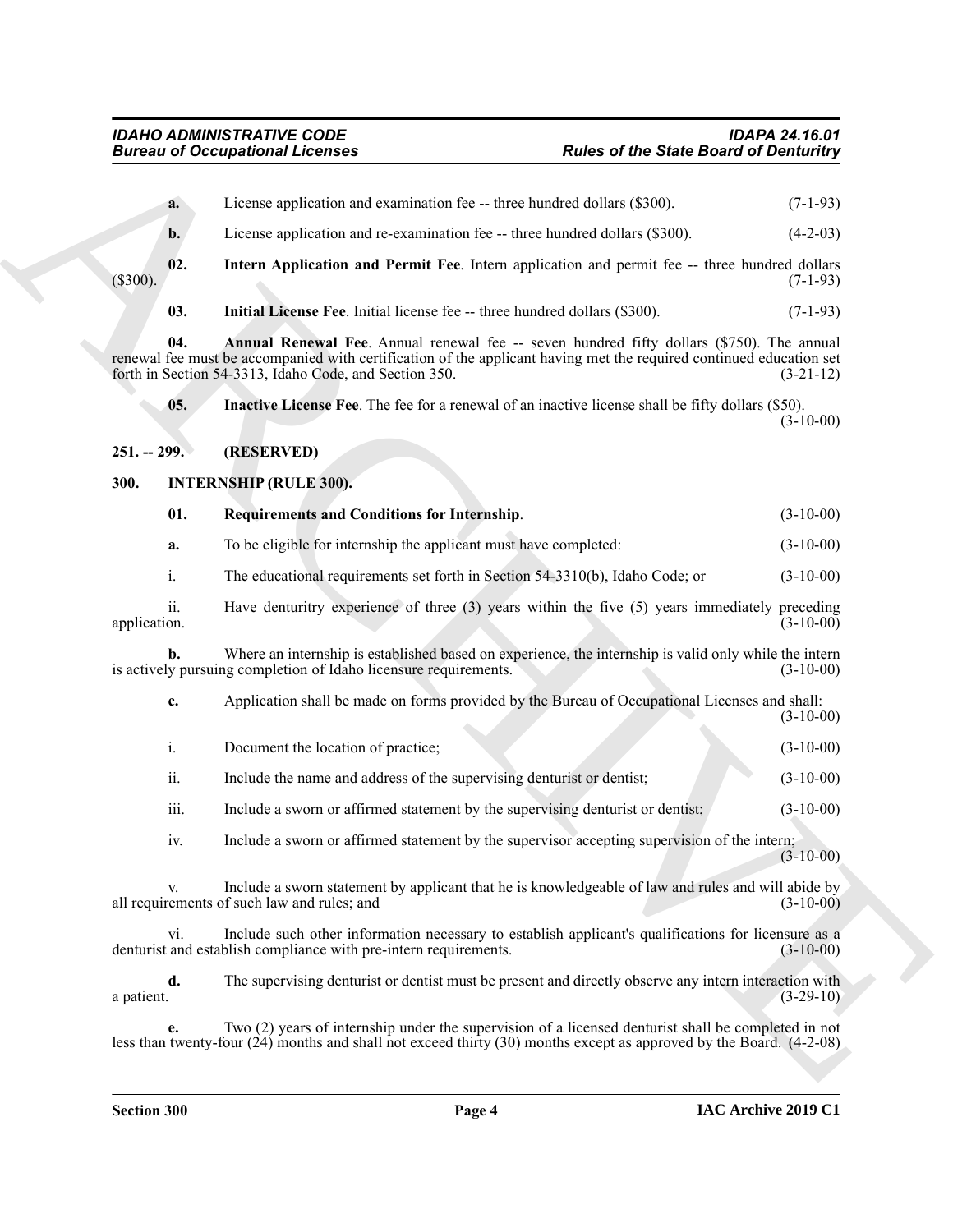**a.** License application and examination fee -- three hundred dollars ($300). (7-1-93)

**b.** License application and re-examination fee -- three hundred dollars ($300). (4-2-03)

**02. Intern Application and Permit Fee**. Intern application and permit fee -- three hundred dollars ($300). (7-1-93)

**03. Initial License Fee**. Initial license fee -- three hundred dollars ($300). (7-1-93)

**04. Annual Renewal Fee**. Annual renewal fee -- seven hundred fifty dollars ($750). The annual renewal fee must be accompanied with certification of the applicant having met the required continued education set forth in Section 54-3313, Idaho Code, and Section 350. (3-21-12)

**05. Inactive License Fee**. The fee for a renewal of an inactive license shall be fifty dollars ($50). (3-10-00)

## 251. -- 299. (RESERVED)

## 300. INTERNSHIP (RULE 300).

**01. Requirements and Conditions for Internship**. (3-10-00)

**a.** To be eligible for internship the applicant must have completed: (3-10-00)

i. The educational requirements set forth in Section 54-3310(b), Idaho Code; or (3-10-00)

ii. Have denturitry experience of three (3) years within the five (5) years immediately preceding application. (3-10-00)

**b.** Where an internship is established based on experience, the internship is valid only while the intern is actively pursuing completion of Idaho licensure requirements. (3-10-00)

**c.** Application shall be made on forms provided by the Bureau of Occupational Licenses and shall: (3-10-00)

i. Document the location of practice; (3-10-00)

ii. Include the name and address of the supervising denturist or dentist; (3-10-00)

iii. Include a sworn or affirmed statement by the supervising denturist or dentist; (3-10-00)

iv. Include a sworn or affirmed statement by the supervisor accepting supervision of the intern; (3-10-00)

v. Include a sworn statement by applicant that he is knowledgeable of law and rules and will abide by all requirements of such law and rules; and (3-10-00)

vi. Include such other information necessary to establish applicant's qualifications for licensure as a denturist and establish compliance with pre-intern requirements. (3-10-00)

**d.** The supervising denturist or dentist must be present and directly observe any intern interaction with a patient. (3-29-10)

**e.** Two (2) years of internship under the supervision of a licensed denturist shall be completed in not less than twenty-four (24) months and shall not exceed thirty (30) months except as approved by the Board. (4-2-08)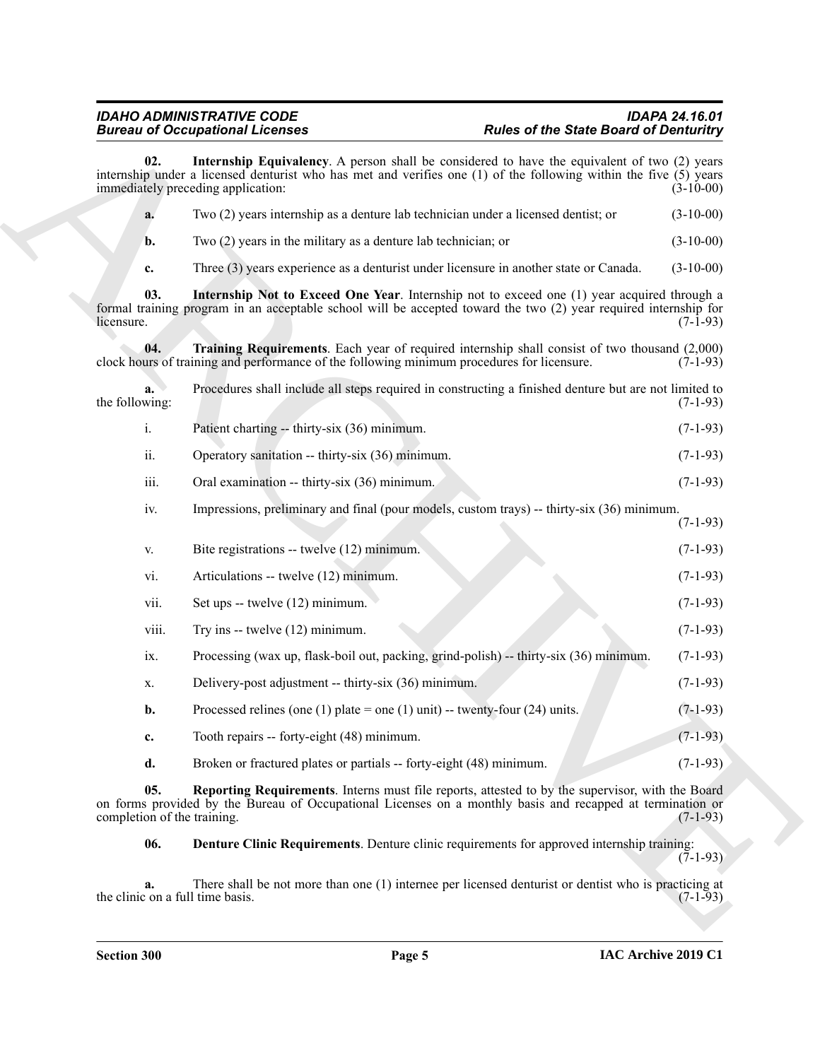**02. Internship Equivalency**. A person shall be considered to have the equivalent of two (2) years internship under a licensed denturist who has met and verifies one (1) of the following within the five (5) years immediately preceding application: (3-10-00)

**a.** Two (2) years internship as a denture lab technician under a licensed dentist; or (3-10-00)

**b.** Two (2) years in the military as a denture lab technician; or (3-10-00)

**c.** Three (3) years experience as a denturist under licensure in another state or Canada. (3-10-00)

**03. Internship Not to Exceed One Year**. Internship not to exceed one (1) year acquired through a formal training program in an acceptable school will be accepted toward the two (2) year required internship for licensure. (7-1-93)

**04. Training Requirements**. Each year of required internship shall consist of two thousand (2,000) clock hours of training and performance of the following minimum procedures for licensure. (7-1-93)

**a.** Procedures shall include all steps required in constructing a finished denture but are not limited to the following: (7-1-93)

i. Patient charting -- thirty-six (36) minimum. (7-1-93)

ii. Operatory sanitation -- thirty-six (36) minimum. (7-1-93)

iii. Oral examination -- thirty-six (36) minimum. (7-1-93)

iv. Impressions, preliminary and final (pour models, custom trays) -- thirty-six (36) minimum. (7-1-93)

v. Bite registrations -- twelve (12) minimum. (7-1-93)

vi. Articulations -- twelve (12) minimum. (7-1-93)

vii. Set ups -- twelve (12) minimum. (7-1-93)

viii. Try ins -- twelve (12) minimum. (7-1-93)

ix. Processing (wax up, flask-boil out, packing, grind-polish) -- thirty-six (36) minimum. (7-1-93)

x. Delivery-post adjustment -- thirty-six (36) minimum. (7-1-93)

**b.** Processed relines (one (1) plate = one (1) unit) -- twenty-four (24) units. (7-1-93)

**c.** Tooth repairs -- forty-eight (48) minimum. (7-1-93)

**d.** Broken or fractured plates or partials -- forty-eight (48) minimum. (7-1-93)

**05. Reporting Requirements**. Interns must file reports, attested to by the supervisor, with the Board on forms provided by the Bureau of Occupational Licenses on a monthly basis and recapped at termination or completion of the training. (7-1-93)

**06. Denture Clinic Requirements**. Denture clinic requirements for approved internship training: (7-1-93)

**a.** There shall be not more than one (1) internee per licensed denturist or dentist who is practicing at the clinic on a full time basis. (7-1-93)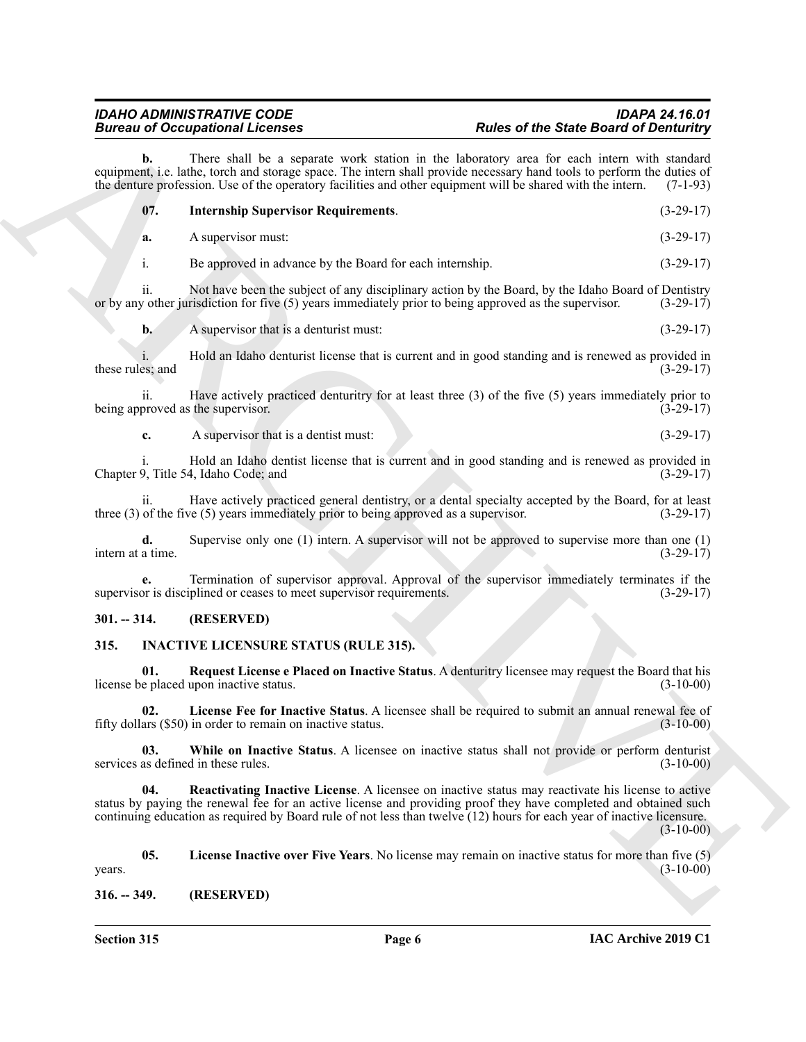**b.** There shall be a separate work station in the laboratory area for each intern with standard equipment, i.e. lathe, torch and storage space. The intern shall provide necessary hand tools to perform the duties of the denture profession. Use of the operatory facilities and other equipment will be shared with the intern. (7-1-93)

**07. Internship Supervisor Requirements**. (3-29-17)

**a.** A supervisor must: (3-29-17)

i. Be approved in advance by the Board for each internship. (3-29-17)

ii. Not have been the subject of any disciplinary action by the Board, by the Idaho Board of Dentistry or by any other jurisdiction for five (5) years immediately prior to being approved as the supervisor. (3-29-17)

**b.** A supervisor that is a denturist must: (3-29-17)

i. Hold an Idaho denturist license that is current and in good standing and is renewed as provided in these rules; and (3-29-17)

ii. Have actively practiced denturitry for at least three (3) of the five (5) years immediately prior to being approved as the supervisor. (3-29-17)

**c.** A supervisor that is a dentist must: (3-29-17)

i. Hold an Idaho dentist license that is current and in good standing and is renewed as provided in Chapter 9, Title 54, Idaho Code; and (3-29-17)

ii. Have actively practiced general dentistry, or a dental specialty accepted by the Board, for at least three (3) of the five (5) years immediately prior to being approved as a supervisor. (3-29-17)

**d.** Supervise only one (1) intern. A supervisor will not be approved to supervise more than one (1) intern at a time. (3-29-17)

**e.** Termination of supervisor approval. Approval of the supervisor immediately terminates if the supervisor is disciplined or ceases to meet supervisor requirements. (3-29-17)

## 301. -- 314. (RESERVED)

## 315. INACTIVE LICENSURE STATUS (RULE 315).

**01. Request License e Placed on Inactive Status**. A denturitry licensee may request the Board that his license be placed upon inactive status. (3-10-00)

**02. License Fee for Inactive Status**. A licensee shall be required to submit an annual renewal fee of fifty dollars ($50) in order to remain on inactive status. (3-10-00)

**03. While on Inactive Status**. A licensee on inactive status shall not provide or perform denturist services as defined in these rules. (3-10-00)

**04. Reactivating Inactive License**. A licensee on inactive status may reactivate his license to active status by paying the renewal fee for an active license and providing proof they have completed and obtained such continuing education as required by Board rule of not less than twelve (12) hours for each year of inactive licensure. (3-10-00)

**05. License Inactive over Five Years**. No license may remain on inactive status for more than five (5) years. (3-10-00)

## 316. -- 349. (RESERVED)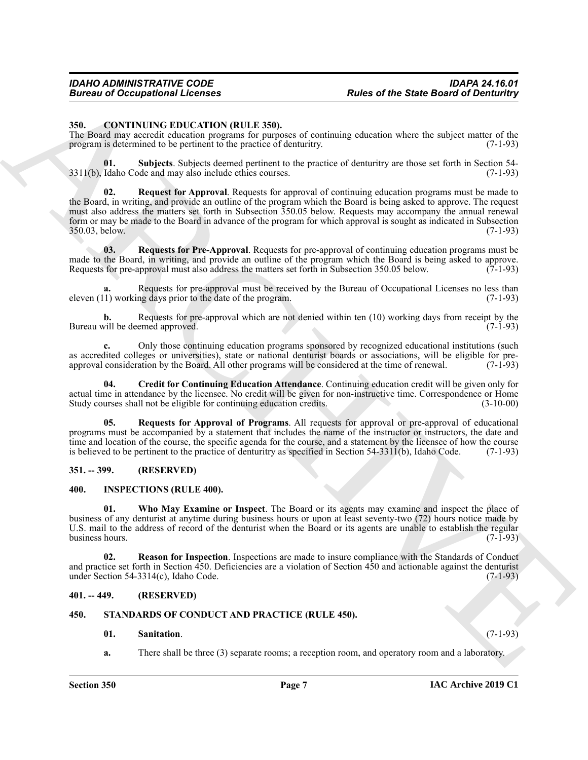## 350. CONTINUING EDUCATION (RULE 350).

The Board may accredit education programs for purposes of continuing education where the subject matter of the program is determined to be pertinent to the practice of denturitry. (7-1-93)

**01. Subjects**. Subjects deemed pertinent to the practice of denturitry are those set forth in Section 54-3311(b), Idaho Code and may also include ethics courses. (7-1-93)

**02. Request for Approval**. Requests for approval of continuing education programs must be made to the Board, in writing, and provide an outline of the program which the Board is being asked to approve. The request must also address the matters set forth in Subsection 350.05 below. Requests may accompany the annual renewal form or may be made to the Board in advance of the program for which approval is sought as indicated in Subsection 350.03, below. (7-1-93)

**03. Requests for Pre-Approval**. Requests for pre-approval of continuing education programs must be made to the Board, in writing, and provide an outline of the program which the Board is being asked to approve. Requests for pre-approval must also address the matters set forth in Subsection 350.05 below. (7-1-93)

**a.** Requests for pre-approval must be received by the Bureau of Occupational Licenses no less than eleven (11) working days prior to the date of the program. (7-1-93)

**b.** Requests for pre-approval which are not denied within ten (10) working days from receipt by the Bureau will be deemed approved. (7-1-93)

**c.** Only those continuing education programs sponsored by recognized educational institutions (such as accredited colleges or universities), state or national denturist boards or associations, will be eligible for pre-approval consideration by the Board. All other programs will be considered at the time of renewal. (7-1-93)

**04. Credit for Continuing Education Attendance**. Continuing education credit will be given only for actual time in attendance by the licensee. No credit will be given for non-instructive time. Correspondence or Home Study courses shall not be eligible for continuing education credits. (3-10-00)

**05. Requests for Approval of Programs**. All requests for approval or pre-approval of educational programs must be accompanied by a statement that includes the name of the instructor or instructors, the date and time and location of the course, the specific agenda for the course, and a statement by the licensee of how the course is believed to be pertinent to the practice of denturitry as specified in Section 54-3311(b), Idaho Code. (7-1-93)

## 351. -- 399. (RESERVED)

## 400. INSPECTIONS (RULE 400).

**01. Who May Examine or Inspect**. The Board or its agents may examine and inspect the place of business of any denturist at anytime during business hours or upon at least seventy-two (72) hours notice made by U.S. mail to the address of record of the denturist when the Board or its agents are unable to establish the regular business hours. (7-1-93)

**02. Reason for Inspection**. Inspections are made to insure compliance with the Standards of Conduct and practice set forth in Section 450. Deficiencies are a violation of Section 450 and actionable against the denturist under Section 54-3314(c), Idaho Code. (7-1-93)

## 401. -- 449. (RESERVED)

## 450. STANDARDS OF CONDUCT AND PRACTICE (RULE 450).

**01. Sanitation**. (7-1-93)

**a.** There shall be three (3) separate rooms; a reception room, and operatory room and a laboratory.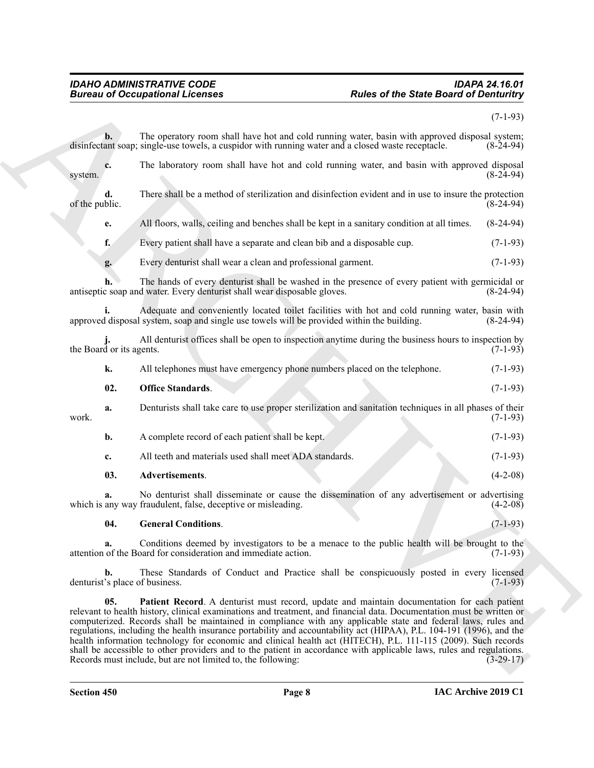(7-1-93)

**b.** The operatory room shall have hot and cold running water, basin with approved disposal system; disinfectant soap; single-use towels, a cuspidor with running water and a closed waste receptacle. (8-24-94)

**c.** The laboratory room shall have hot and cold running water, and basin with approved disposal system. (8-24-94)

**d.** There shall be a method of sterilization and disinfection evident and in use to insure the protection of the public. (8-24-94)

**e.** All floors, walls, ceiling and benches shall be kept in a sanitary condition at all times. (8-24-94)

**f.** Every patient shall have a separate and clean bib and a disposable cup. (7-1-93)

**g.** Every denturist shall wear a clean and professional garment. (7-1-93)

**h.** The hands of every denturist shall be washed in the presence of every patient with germicidal or antiseptic soap and water. Every denturist shall wear disposable gloves. (8-24-94)

**i.** Adequate and conveniently located toilet facilities with hot and cold running water, basin with approved disposal system, soap and single use towels will be provided within the building. (8-24-94)

**j.** All denturist offices shall be open to inspection anytime during the business hours to inspection by the Board or its agents. (7-1-93)

**k.** All telephones must have emergency phone numbers placed on the telephone. (7-1-93)

**02. Office Standards**. (7-1-93)

**a.** Denturists shall take care to use proper sterilization and sanitation techniques in all phases of their work. (7-1-93)

**b.** A complete record of each patient shall be kept. (7-1-93)

**c.** All teeth and materials used shall meet ADA standards. (7-1-93)

**03. Advertisements**. (4-2-08)

**a.** No denturist shall disseminate or cause the dissemination of any advertisement or advertising which is any way fraudulent, false, deceptive or misleading. (4-2-08)

**04. General Conditions**. (7-1-93)

**a.** Conditions deemed by investigators to be a menace to the public health will be brought to the attention of the Board for consideration and immediate action. (7-1-93)

**b.** These Standards of Conduct and Practice shall be conspicuously posted in every licensed denturist's place of business. (7-1-93)

**05. Patient Record**. A denturist must record, update and maintain documentation for each patient relevant to health history, clinical examinations and treatment, and financial data. Documentation must be written or computerized. Records shall be maintained in compliance with any applicable state and federal laws, rules and regulations, including the health insurance portability and accountability act (HIPAA), P.L. 104-191 (1996), and the health information technology for economic and clinical health act (HITECH), P.L. 111-115 (2009). Such records shall be accessible to other providers and to the patient in accordance with applicable laws, rules and regulations. Records must include, but are not limited to, the following: (3-29-17)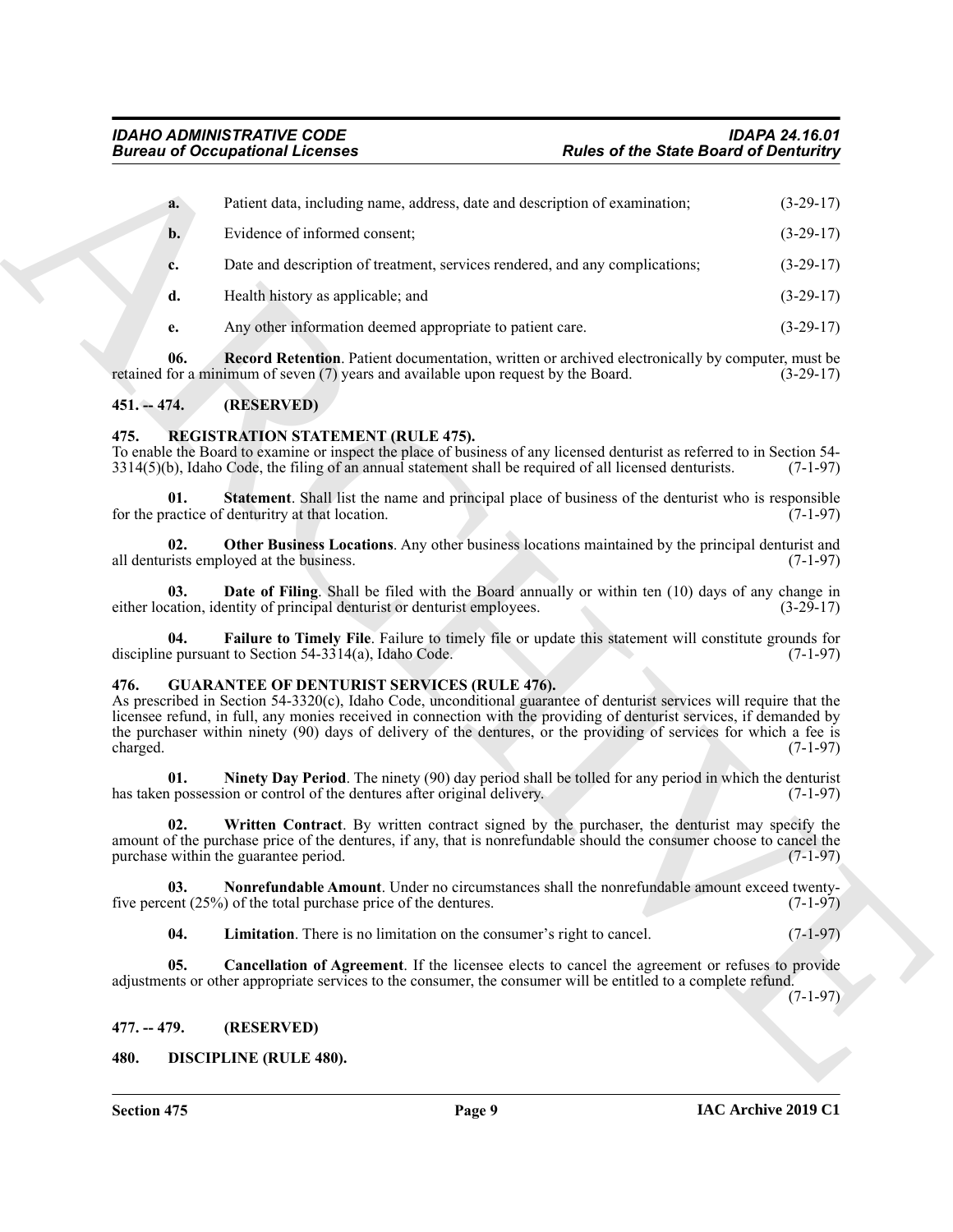**a.** Patient data, including name, address, date and description of examination; (3-29-17)

**b.** Evidence of informed consent; (3-29-17)

**c.** Date and description of treatment, services rendered, and any complications; (3-29-17)

**d.** Health history as applicable; and (3-29-17)

**e.** Any other information deemed appropriate to patient care. (3-29-17)

**06. Record Retention**. Patient documentation, written or archived electronically by computer, must be retained for a minimum of seven (7) years and available upon request by the Board. (3-29-17)

## 451. -- 474. (RESERVED)

## 475. REGISTRATION STATEMENT (RULE 475).

To enable the Board to examine or inspect the place of business of any licensed denturist as referred to in Section 54-3314(5)(b), Idaho Code, the filing of an annual statement shall be required of all licensed denturists. (7-1-97)

**01. Statement**. Shall list the name and principal place of business of the denturist who is responsible for the practice of denturitry at that location. (7-1-97)

**02. Other Business Locations**. Any other business locations maintained by the principal denturist and all denturists employed at the business. (7-1-97)

**03. Date of Filing**. Shall be filed with the Board annually or within ten (10) days of any change in either location, identity of principal denturist or denturist employees. (3-29-17)

**04. Failure to Timely File**. Failure to timely file or update this statement will constitute grounds for discipline pursuant to Section 54-3314(a), Idaho Code. (7-1-97)

## 476. GUARANTEE OF DENTURIST SERVICES (RULE 476).

As prescribed in Section 54-3320(c), Idaho Code, unconditional guarantee of denturist services will require that the licensee refund, in full, any monies received in connection with the providing of denturist services, if demanded by the purchaser within ninety (90) days of delivery of the dentures, or the providing of services for which a fee is charged. (7-1-97)

**01. Ninety Day Period**. The ninety (90) day period shall be tolled for any period in which the denturist has taken possession or control of the dentures after original delivery. (7-1-97)

**02. Written Contract**. By written contract signed by the purchaser, the denturist may specify the amount of the purchase price of the dentures, if any, that is nonrefundable should the consumer choose to cancel the purchase within the guarantee period. (7-1-97)

**03. Nonrefundable Amount**. Under no circumstances shall the nonrefundable amount exceed twenty-five percent (25%) of the total purchase price of the dentures. (7-1-97)

**04. Limitation**. There is no limitation on the consumer's right to cancel. (7-1-97)

**05. Cancellation of Agreement**. If the licensee elects to cancel the agreement or refuses to provide adjustments or other appropriate services to the consumer, the consumer will be entitled to a complete refund. (7-1-97)

## 477. -- 479. (RESERVED)

## 480. DISCIPLINE (RULE 480).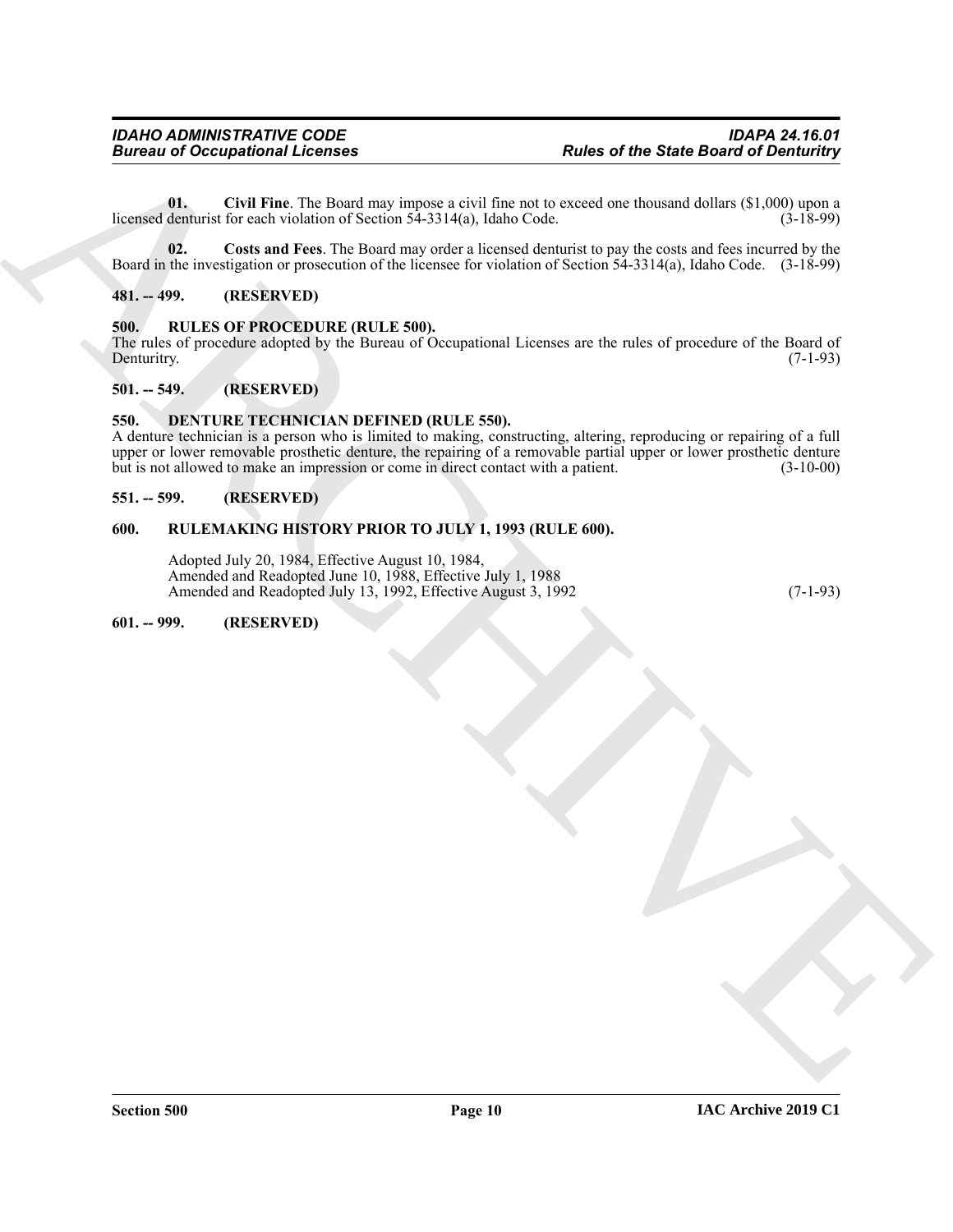**01. Civil Fine**. The Board may impose a civil fine not to exceed one thousand dollars ($1,000) upon a licensed denturist for each violation of Section 54-3314(a), Idaho Code. (3-18-99)

**02. Costs and Fees**. The Board may order a licensed denturist to pay the costs and fees incurred by the Board in the investigation or prosecution of the licensee for violation of Section 54-3314(a), Idaho Code. (3-18-99)

## 481. -- 499. (RESERVED)

## 500. RULES OF PROCEDURE (RULE 500).

The rules of procedure adopted by the Bureau of Occupational Licenses are the rules of procedure of the Board of Denturitry. (7-1-93)

## 501. -- 549. (RESERVED)

## 550. DENTURE TECHNICIAN DEFINED (RULE 550).

A denture technician is a person who is limited to making, constructing, altering, reproducing or repairing of a full upper or lower removable prosthetic denture, the repairing of a removable partial upper or lower prosthetic denture but is not allowed to make an impression or come in direct contact with a patient. (3-10-00)

## 551. -- 599. (RESERVED)

## 600. RULEMAKING HISTORY PRIOR TO JULY 1, 1993 (RULE 600).

Adopted July 20, 1984, Effective August 10, 1984,
Amended and Readopted June 10, 1988, Effective July 1, 1988
Amended and Readopted July 13, 1992, Effective August 3, 1992 (7-1-93)

## 601. -- 999. (RESERVED)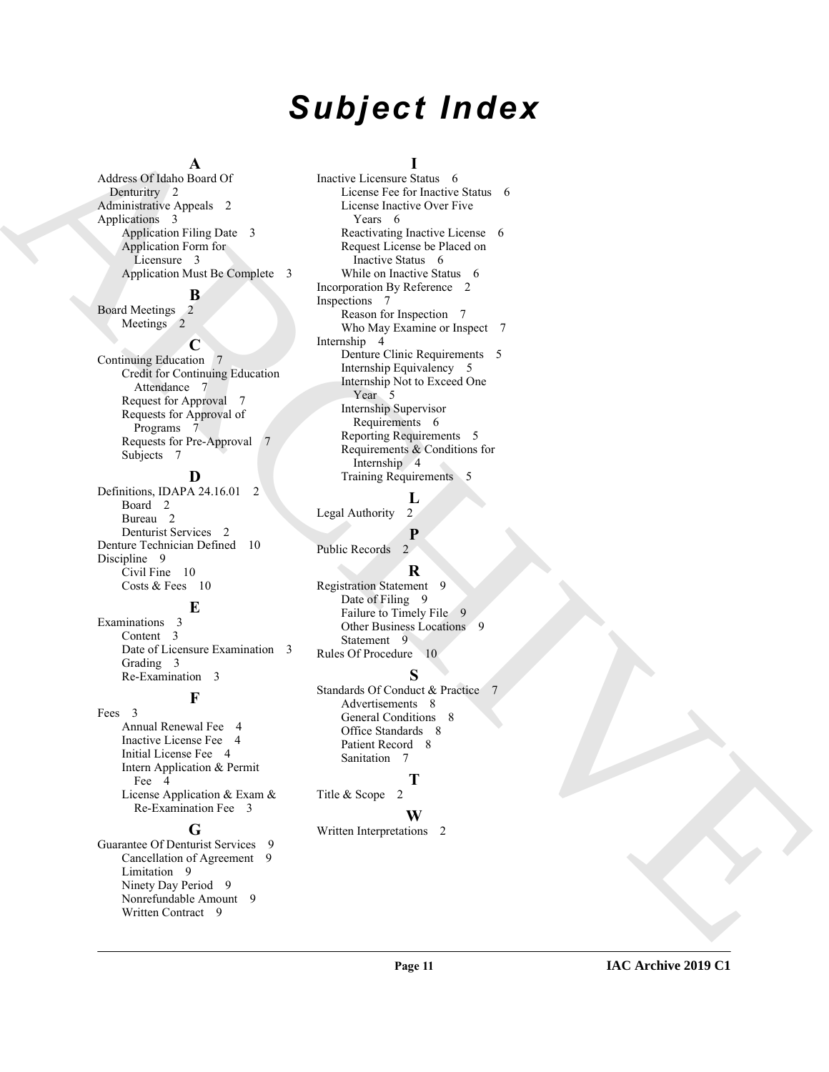# Subject Index

**A**

Address Of Idaho Board Of Denturitry 2
Administrative Appeals 2
Applications 3
- Application Filing Date 3
- Application Form for Licensure 3
- Application Must Be Complete 3

**B**

Board Meetings 2
- Meetings 2

**C**

Continuing Education 7
- Credit for Continuing Education Attendance 7
- Request for Approval 7
- Requests for Approval of Programs 7
- Requests for Pre-Approval 7
- Subjects 7

**D**

Definitions, IDAPA 24.16.01 2
- Board 2
- Bureau 2
- Denturist Services 2

Denture Technician Defined 10
Discipline 9
- Civil Fine 10
- Costs & Fees 10

**E**

Examinations 3
- Content 3
- Date of Licensure Examination 3
- Grading 3
- Re-Examination 3

**F**

Fees 3
- Annual Renewal Fee 4
- Inactive License Fee 4
- Initial License Fee 4
- Intern Application & Permit Fee 4
- License Application & Exam & Re-Examination Fee 3

**G**

Guarantee Of Denturist Services 9
- Cancellation of Agreement 9
- Limitation 9
- Ninety Day Period 9
- Nonrefundable Amount 9
- Written Contract 9

**I**

Inactive Licensure Status 6
- License Fee for Inactive Status 6
- License Inactive Over Five Years 6
- Reactivating Inactive License 6
- Request License be Placed on Inactive Status 6
- While on Inactive Status 6

Incorporation By Reference 2
Inspections 7
- Reason for Inspection 7
- Who May Examine or Inspect 7

Internship 4
- Denture Clinic Requirements 5
- Internship Equivalency 5
- Internship Not to Exceed One Year 5
- Internship Supervisor Requirements 6
- Reporting Requirements 5
- Requirements & Conditions for Internship 4
- Training Requirements 5

**L**

Legal Authority 2

**P**

Public Records 2

**R**

Registration Statement 9
- Date of Filing 9
- Failure to Timely File 9
- Other Business Locations 9
- Statement 9

Rules Of Procedure 10

**S**

Standards Of Conduct & Practice 7
- Advertisements 8
- General Conditions 8
- Office Standards 8
- Patient Record 8
- Sanitation 7

**T**

Title & Scope 2

**W**

Written Interpretations 2